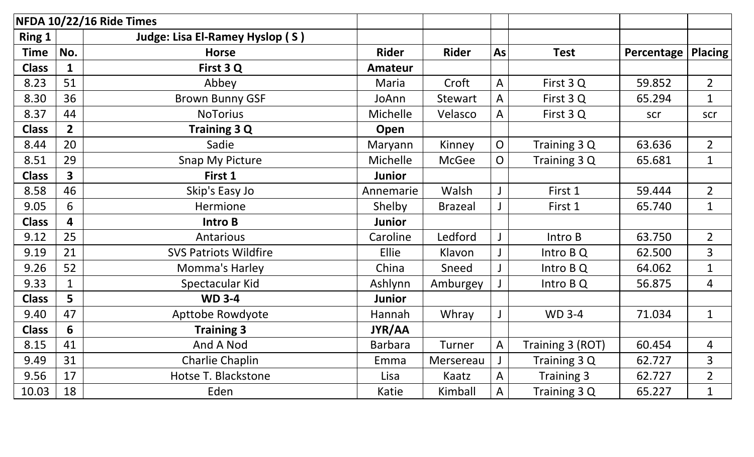| NFDA 10/22/16 Ride Times | | | | | | | | |
|---|---|---|---|---|---|---|---|---|
| **Ring 1** | | **Judge: Lisa El-Ramey Hyslop ( S )** | | | | | | |
| **Time** | **No.** | **Horse** | **Rider** | **Rider** | **As** | **Test** | **Percentage** | **Placing** |
| **Class** | **1** | **First 3 Q** | **Amateur** | | | | | |
| 8.23 | 51 | Abbey | Maria | Croft | A | First 3 Q | 59.852 | 2 |
| 8.30 | 36 | Brown Bunny GSF | JoAnn | Stewart | A | First 3 Q | 65.294 | 1 |
| 8.37 | 44 | NoTorius | Michelle | Velasco | A | First 3 Q | scr | scr |
| **Class** | **2** | **Training 3 Q** | **Open** | | | | | |
| 8.44 | 20 | Sadie | Maryann | Kinney | O | Training 3 Q | 63.636 | 2 |
| 8.51 | 29 | Snap My Picture | Michelle | McGee | O | Training 3 Q | 65.681 | 1 |
| **Class** | **3** | **First 1** | **Junior** | | | | | |
| 8.58 | 46 | Skip's Easy Jo | Annemarie | Walsh | J | First 1 | 59.444 | 2 |
| 9.05 | 6 | Hermione | Shelby | Brazeal | J | First 1 | 65.740 | 1 |
| **Class** | **4** | **Intro B** | **Junior** | | | | | |
| 9.12 | 25 | Antarious | Caroline | Ledford | J | Intro B | 63.750 | 2 |
| 9.19 | 21 | SVS Patriots Wildfire | Ellie | Klavon | J | Intro B Q | 62.500 | 3 |
| 9.26 | 52 | Momma's Harley | China | Sneed | J | Intro B Q | 64.062 | 1 |
| 9.33 | 1 | Spectacular Kid | Ashlynn | Amburgey | J | Intro B Q | 56.875 | 4 |
| **Class** | **5** | **WD 3-4** | **Junior** | | | | | |
| 9.40 | 47 | Apttobe Rowdyote | Hannah | Whray | J | WD 3-4 | 71.034 | 1 |
| **Class** | **6** | **Training 3** | **JYR/AA** | | | | | |
| 8.15 | 41 | And A Nod | Barbara | Turner | A | Training 3 (ROT) | 60.454 | 4 |
| 9.49 | 31 | Charlie Chaplin | Emma | Mersereau | J | Training 3 Q | 62.727 | 3 |
| 9.56 | 17 | Hotse T. Blackstone | Lisa | Kaatz | A | Training 3 | 62.727 | 2 |
| 10.03 | 18 | Eden | Katie | Kimball | A | Training 3 Q | 65.227 | 1 |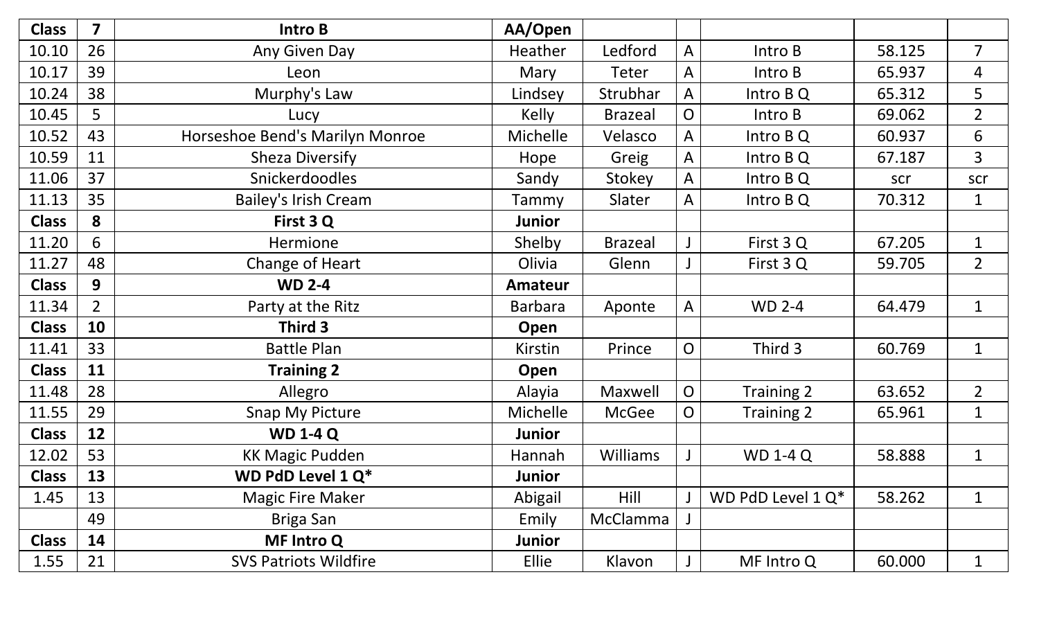| Class | 7 | Intro B | AA/Open | | | | | |
|---|---|---|---|---|---|---|---|---|
| 10.10 | 26 | Any Given Day | Heather | Ledford | A | Intro B | 58.125 | 7 |
| 10.17 | 39 | Leon | Mary | Teter | A | Intro B | 65.937 | 4 |
| 10.24 | 38 | Murphy's Law | Lindsey | Strubhar | A | Intro B Q | 65.312 | 5 |
| 10.45 | 5 | Lucy | Kelly | Brazeal | O | Intro B | 69.062 | 2 |
| 10.52 | 43 | Horseshoe Bend's Marilyn Monroe | Michelle | Velasco | A | Intro B Q | 60.937 | 6 |
| 10.59 | 11 | Sheza Diversify | Hope | Greig | A | Intro B Q | 67.187 | 3 |
| 11.06 | 37 | Snickerdoodles | Sandy | Stokey | A | Intro B Q | scr | scr |
| 11.13 | 35 | Bailey's Irish Cream | Tammy | Slater | A | Intro B Q | 70.312 | 1 |
| **Class** | **8** | **First 3 Q** | **Junior** | | | | | |
| 11.20 | 6 | Hermione | Shelby | Brazeal | J | First 3 Q | 67.205 | 1 |
| 11.27 | 48 | Change of Heart | Olivia | Glenn | J | First 3 Q | 59.705 | 2 |
| **Class** | **9** | **WD 2-4** | **Amateur** | | | | | |
| 11.34 | 2 | Party at the Ritz | Barbara | Aponte | A | WD 2-4 | 64.479 | 1 |
| **Class** | **10** | **Third 3** | **Open** | | | | | |
| 11.41 | 33 | Battle Plan | Kirstin | Prince | O | Third 3 | 60.769 | 1 |
| **Class** | **11** | **Training 2** | **Open** | | | | | |
| 11.48 | 28 | Allegro | Alayia | Maxwell | O | Training 2 | 63.652 | 2 |
| 11.55 | 29 | Snap My Picture | Michelle | McGee | O | Training 2 | 65.961 | 1 |
| **Class** | **12** | **WD 1-4 Q** | **Junior** | | | | | |
| 12.02 | 53 | KK Magic Pudden | Hannah | Williams | J | WD 1-4 Q | 58.888 | 1 |
| **Class** | **13** | **WD PdD Level 1 Q*** | **Junior** | | | | | |
| 1.45 | 13 | Magic Fire Maker | Abigail | Hill | J | WD PdD Level 1 Q* | 58.262 | 1 |
| | 49 | Briga San | Emily | McClamma | J | | | |
| **Class** | **14** | **MF Intro Q** | **Junior** | | | | | |
| 1.55 | 21 | SVS Patriots Wildfire | Ellie | Klavon | J | MF Intro Q | 60.000 | 1 |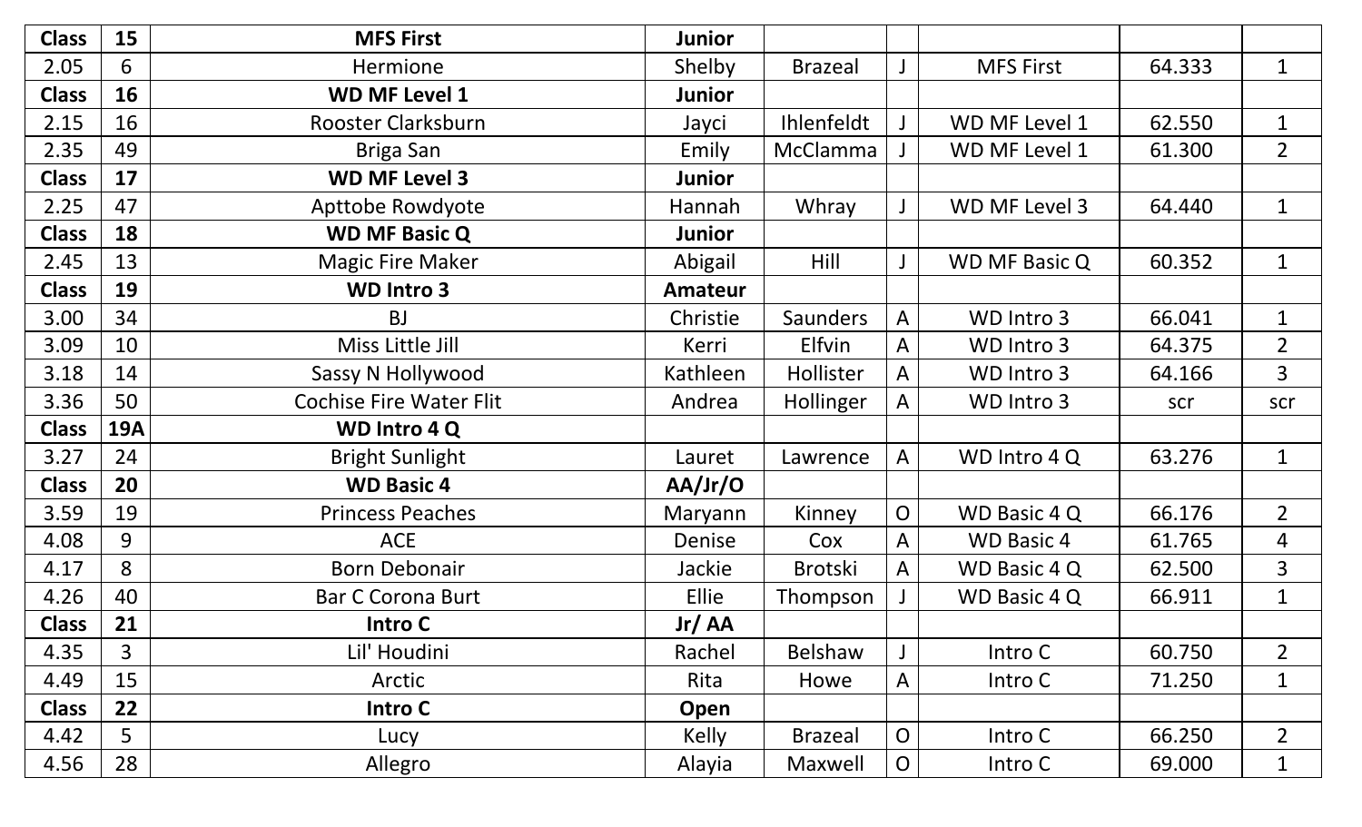| Class | 15 | MFS First | Junior | | | | | |
|---|---|---|---|---|---|---|---|---|
| 2.05 | 6 | Hermione | Shelby | Brazeal | J | MFS First | 64.333 | 1 |
| **Class** | **16** | **WD MF Level 1** | **Junior** | | | | | |
| 2.15 | 16 | Rooster Clarksburn | Jayci | Ihlenfeldt | J | WD MF Level 1 | 62.550 | 1 |
| 2.35 | 49 | Briga San | Emily | McClamma | J | WD MF Level 1 | 61.300 | 2 |
| **Class** | **17** | **WD MF Level 3** | **Junior** | | | | | |
| 2.25 | 47 | Apttobe Rowdyote | Hannah | Whray | J | WD MF Level 3 | 64.440 | 1 |
| **Class** | **18** | **WD MF Basic Q** | **Junior** | | | | | |
| 2.45 | 13 | Magic Fire Maker | Abigail | Hill | J | WD MF Basic Q | 60.352 | 1 |
| **Class** | **19** | **WD Intro 3** | **Amateur** | | | | | |
| 3.00 | 34 | BJ | Christie | Saunders | A | WD Intro 3 | 66.041 | 1 |
| 3.09 | 10 | Miss Little Jill | Kerri | Elfvin | A | WD Intro 3 | 64.375 | 2 |
| 3.18 | 14 | Sassy N Hollywood | Kathleen | Hollister | A | WD Intro 3 | 64.166 | 3 |
| 3.36 | 50 | Cochise Fire Water Flit | Andrea | Hollinger | A | WD Intro 3 | scr | scr |
| **Class** | **19A** | **WD Intro 4 Q** | | | | | | |
| 3.27 | 24 | Bright Sunlight | Lauret | Lawrence | A | WD Intro 4 Q | 63.276 | 1 |
| **Class** | **20** | **WD Basic 4** | **AA/Jr/O** | | | | | |
| 3.59 | 19 | Princess Peaches | Maryann | Kinney | O | WD Basic 4 Q | 66.176 | 2 |
| 4.08 | 9 | ACE | Denise | Cox | A | WD Basic 4 | 61.765 | 4 |
| 4.17 | 8 | Born Debonair | Jackie | Brotski | A | WD Basic 4 Q | 62.500 | 3 |
| 4.26 | 40 | Bar C Corona Burt | Ellie | Thompson | J | WD Basic 4 Q | 66.911 | 1 |
| **Class** | **21** | **Intro C** | **Jr/ AA** | | | | | |
| 4.35 | 3 | Lil' Houdini | Rachel | Belshaw | J | Intro C | 60.750 | 2 |
| 4.49 | 15 | Arctic | Rita | Howe | A | Intro C | 71.250 | 1 |
| **Class** | **22** | **Intro C** | **Open** | | | | | |
| 4.42 | 5 | Lucy | Kelly | Brazeal | O | Intro C | 66.250 | 2 |
| 4.56 | 28 | Allegro | Alayia | Maxwell | O | Intro C | 69.000 | 1 |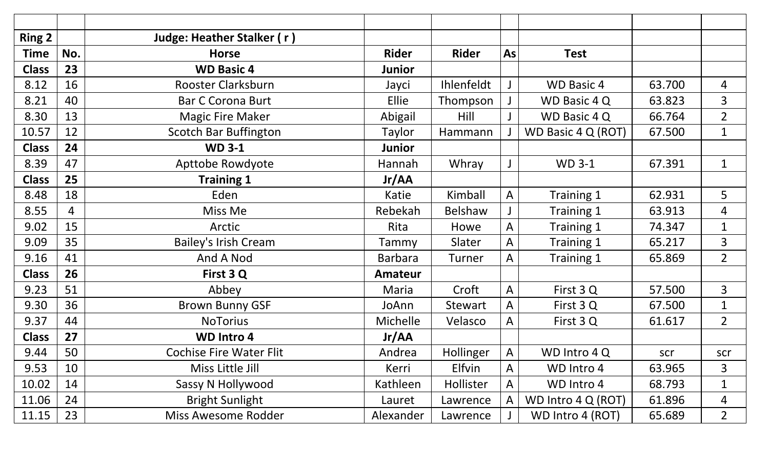| | | | | | | | | |
|---|---|---|---|---|---|---|---|---|
| **Ring 2** | | **Judge: Heather Stalker ( r )** | | | | | | |
| **Time** | **No.** | **Horse** | **Rider** | **Rider** | **As** | **Test** | | |
| **Class** | **23** | **WD Basic 4** | **Junior** | | | | | |
| 8.12 | 16 | Rooster Clarksburn | Jayci | Ihlenfeldt | J | WD Basic 4 | 63.700 | 4 |
| 8.21 | 40 | Bar C Corona Burt | Ellie | Thompson | J | WD Basic 4 Q | 63.823 | 3 |
| 8.30 | 13 | Magic Fire Maker | Abigail | Hill | J | WD Basic 4 Q | 66.764 | 2 |
| 10.57 | 12 | Scotch Bar Buffington | Taylor | Hammann | J | WD Basic 4 Q (ROT) | 67.500 | 1 |
| **Class** | **24** | **WD 3-1** | **Junior** | | | | | |
| 8.39 | 47 | Apttobe Rowdyote | Hannah | Whray | J | WD 3-1 | 67.391 | 1 |
| **Class** | **25** | **Training 1** | **Jr/AA** | | | | | |
| 8.48 | 18 | Eden | Katie | Kimball | A | Training 1 | 62.931 | 5 |
| 8.55 | 4 | Miss Me | Rebekah | Belshaw | J | Training 1 | 63.913 | 4 |
| 9.02 | 15 | Arctic | Rita | Howe | A | Training 1 | 74.347 | 1 |
| 9.09 | 35 | Bailey's Irish Cream | Tammy | Slater | A | Training 1 | 65.217 | 3 |
| 9.16 | 41 | And A Nod | Barbara | Turner | A | Training 1 | 65.869 | 2 |
| **Class** | **26** | **First 3 Q** | **Amateur** | | | | | |
| 9.23 | 51 | Abbey | Maria | Croft | A | First 3 Q | 57.500 | 3 |
| 9.30 | 36 | Brown Bunny GSF | JoAnn | Stewart | A | First 3 Q | 67.500 | 1 |
| 9.37 | 44 | NoTorius | Michelle | Velasco | A | First 3 Q | 61.617 | 2 |
| **Class** | **27** | **WD Intro 4** | **Jr/AA** | | | | | |
| 9.44 | 50 | Cochise Fire Water Flit | Andrea | Hollinger | A | WD Intro 4 Q | scr | scr |
| 9.53 | 10 | Miss Little Jill | Kerri | Elfvin | A | WD Intro 4 | 63.965 | 3 |
| 10.02 | 14 | Sassy N Hollywood | Kathleen | Hollister | A | WD Intro 4 | 68.793 | 1 |
| 11.06 | 24 | Bright Sunlight | Lauret | Lawrence | A | WD Intro 4 Q (ROT) | 61.896 | 4 |
| 11.15 | 23 | Miss Awesome Rodder | Alexander | Lawrence | J | WD Intro 4 (ROT) | 65.689 | 2 |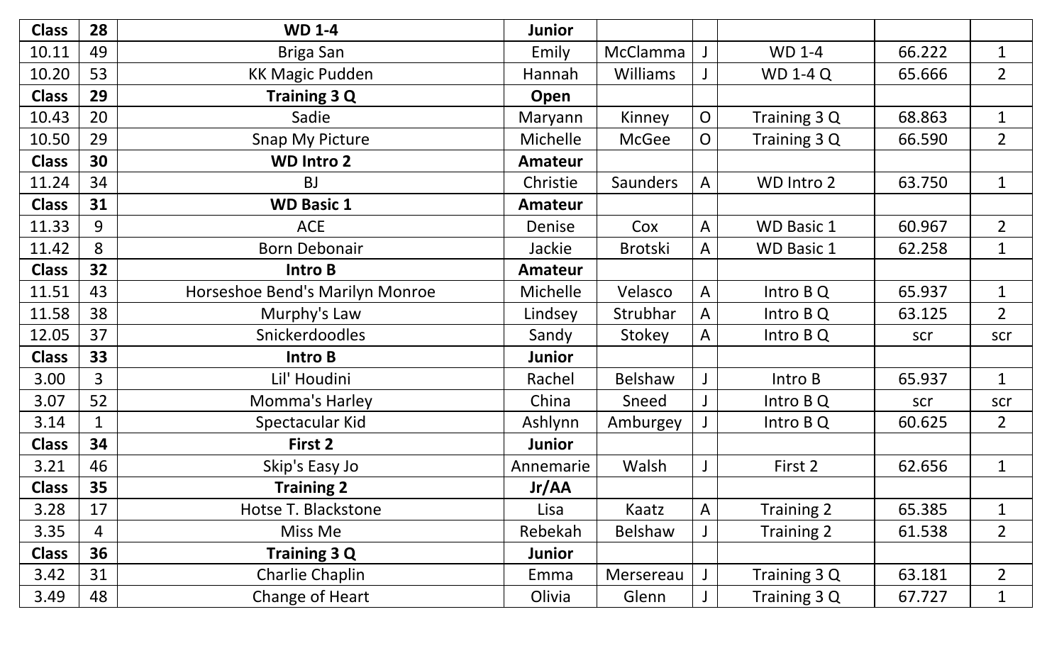| Class | 28 | WD 1-4 | Junior | | | | | |
|---|---|---|---|---|---|---|---|---|
| 10.11 | 49 | Briga San | Emily | McClamma | J | WD 1-4 | 66.222 | 1 |
| 10.20 | 53 | KK Magic Pudden | Hannah | Williams | J | WD 1-4 Q | 65.666 | 2 |
| **Class** | **29** | **Training 3 Q** | **Open** | | | | | |
| 10.43 | 20 | Sadie | Maryann | Kinney | O | Training 3 Q | 68.863 | 1 |
| 10.50 | 29 | Snap My Picture | Michelle | McGee | O | Training 3 Q | 66.590 | 2 |
| **Class** | **30** | **WD Intro 2** | **Amateur** | | | | | |
| 11.24 | 34 | BJ | Christie | Saunders | A | WD Intro 2 | 63.750 | 1 |
| **Class** | **31** | **WD Basic 1** | **Amateur** | | | | | |
| 11.33 | 9 | ACE | Denise | Cox | A | WD Basic 1 | 60.967 | 2 |
| 11.42 | 8 | Born Debonair | Jackie | Brotski | A | WD Basic 1 | 62.258 | 1 |
| **Class** | **32** | **Intro B** | **Amateur** | | | | | |
| 11.51 | 43 | Horseshoe Bend's Marilyn Monroe | Michelle | Velasco | A | Intro B Q | 65.937 | 1 |
| 11.58 | 38 | Murphy's Law | Lindsey | Strubhar | A | Intro B Q | 63.125 | 2 |
| 12.05 | 37 | Snickerdoodles | Sandy | Stokey | A | Intro B Q | scr | scr |
| **Class** | **33** | **Intro B** | **Junior** | | | | | |
| 3.00 | 3 | Lil' Houdini | Rachel | Belshaw | J | Intro B | 65.937 | 1 |
| 3.07 | 52 | Momma's Harley | China | Sneed | J | Intro B Q | scr | scr |
| 3.14 | 1 | Spectacular Kid | Ashlynn | Amburgey | J | Intro B Q | 60.625 | 2 |
| **Class** | **34** | **First 2** | **Junior** | | | | | |
| 3.21 | 46 | Skip's Easy Jo | Annemarie | Walsh | J | First 2 | 62.656 | 1 |
| **Class** | **35** | **Training 2** | **Jr/AA** | | | | | |
| 3.28 | 17 | Hotse T. Blackstone | Lisa | Kaatz | A | Training 2 | 65.385 | 1 |
| 3.35 | 4 | Miss Me | Rebekah | Belshaw | J | Training 2 | 61.538 | 2 |
| **Class** | **36** | **Training 3 Q** | **Junior** | | | | | |
| 3.42 | 31 | Charlie Chaplin | Emma | Mersereau | J | Training 3 Q | 63.181 | 2 |
| 3.49 | 48 | Change of Heart | Olivia | Glenn | J | Training 3 Q | 67.727 | 1 |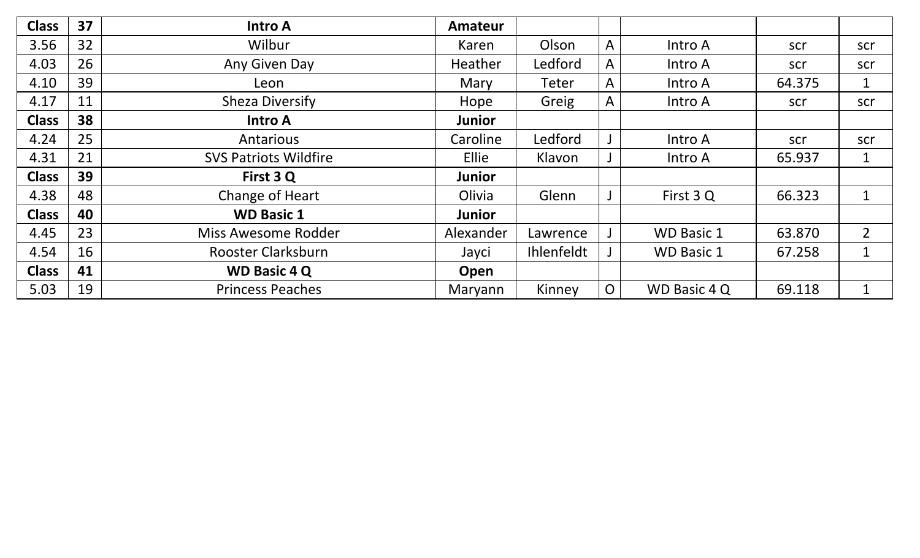| Class | 37 | Intro A | Amateur | | | | | |
|---|---|---|---|---|---|---|---|---|
| 3.56 | 32 | Wilbur | Karen | Olson | A | Intro A | scr | scr |
| 4.03 | 26 | Any Given Day | Heather | Ledford | A | Intro A | scr | scr |
| 4.10 | 39 | Leon | Mary | Teter | A | Intro A | 64.375 | 1 |
| 4.17 | 11 | Sheza Diversify | Hope | Greig | A | Intro A | scr | scr |
| **Class** | **38** | **Intro A** | **Junior** | | | | | |
| 4.24 | 25 | Antarious | Caroline | Ledford | J | Intro A | scr | scr |
| 4.31 | 21 | SVS Patriots Wildfire | Ellie | Klavon | J | Intro A | 65.937 | 1 |
| **Class** | **39** | **First 3 Q** | **Junior** | | | | | |
| 4.38 | 48 | Change of Heart | Olivia | Glenn | J | First 3 Q | 66.323 | 1 |
| **Class** | **40** | **WD Basic 1** | **Junior** | | | | | |
| 4.45 | 23 | Miss Awesome Rodder | Alexander | Lawrence | J | WD Basic 1 | 63.870 | 2 |
| 4.54 | 16 | Rooster Clarksburn | Jayci | Ihlenfeldt | J | WD Basic 1 | 67.258 | 1 |
| **Class** | **41** | **WD Basic 4 Q** | **Open** | | | | | |
| 5.03 | 19 | Princess Peaches | Maryann | Kinney | O | WD Basic 4 Q | 69.118 | 1 |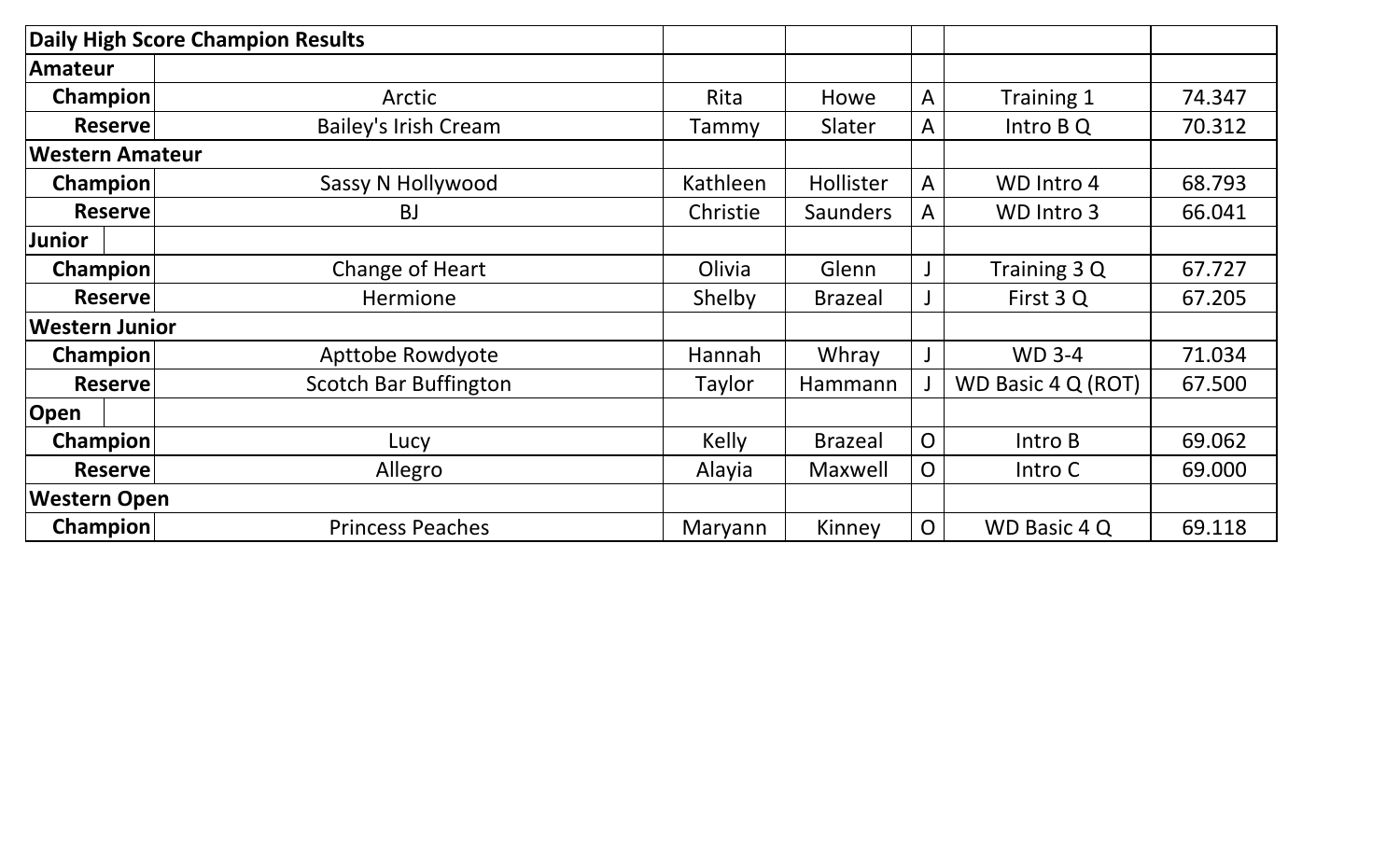| Daily High Score Champion Results | | | | | | |
|---|---|---|---|---|---|---|
| **Amateur** | | | | | | |
| **Champion** | Arctic | Rita | Howe | A | Training 1 | 74.347 |
| **Reserve** | Bailey's Irish Cream | Tammy | Slater | A | Intro B Q | 70.312 |
| **Western Amateur** | | | | | | |
| **Champion** | Sassy N Hollywood | Kathleen | Hollister | A | WD Intro 4 | 68.793 |
| **Reserve** | BJ | Christie | Saunders | A | WD Intro 3 | 66.041 |
| **Junior** | | | | | | |
| **Champion** | Change of Heart | Olivia | Glenn | J | Training 3 Q | 67.727 |
| **Reserve** | Hermione | Shelby | Brazeal | J | First 3 Q | 67.205 |
| **Western Junior** | | | | | | |
| **Champion** | Apttobe Rowdyote | Hannah | Whray | J | WD 3-4 | 71.034 |
| **Reserve** | Scotch Bar Buffington | Taylor | Hammann | J | WD Basic 4 Q (ROT) | 67.500 |
| **Open** | | | | | | |
| **Champion** | Lucy | Kelly | Brazeal | O | Intro B | 69.062 |
| **Reserve** | Allegro | Alayia | Maxwell | O | Intro C | 69.000 |
| **Western Open** | | | | | | |
| **Champion** | Princess Peaches | Maryann | Kinney | O | WD Basic 4 Q | 69.118 |